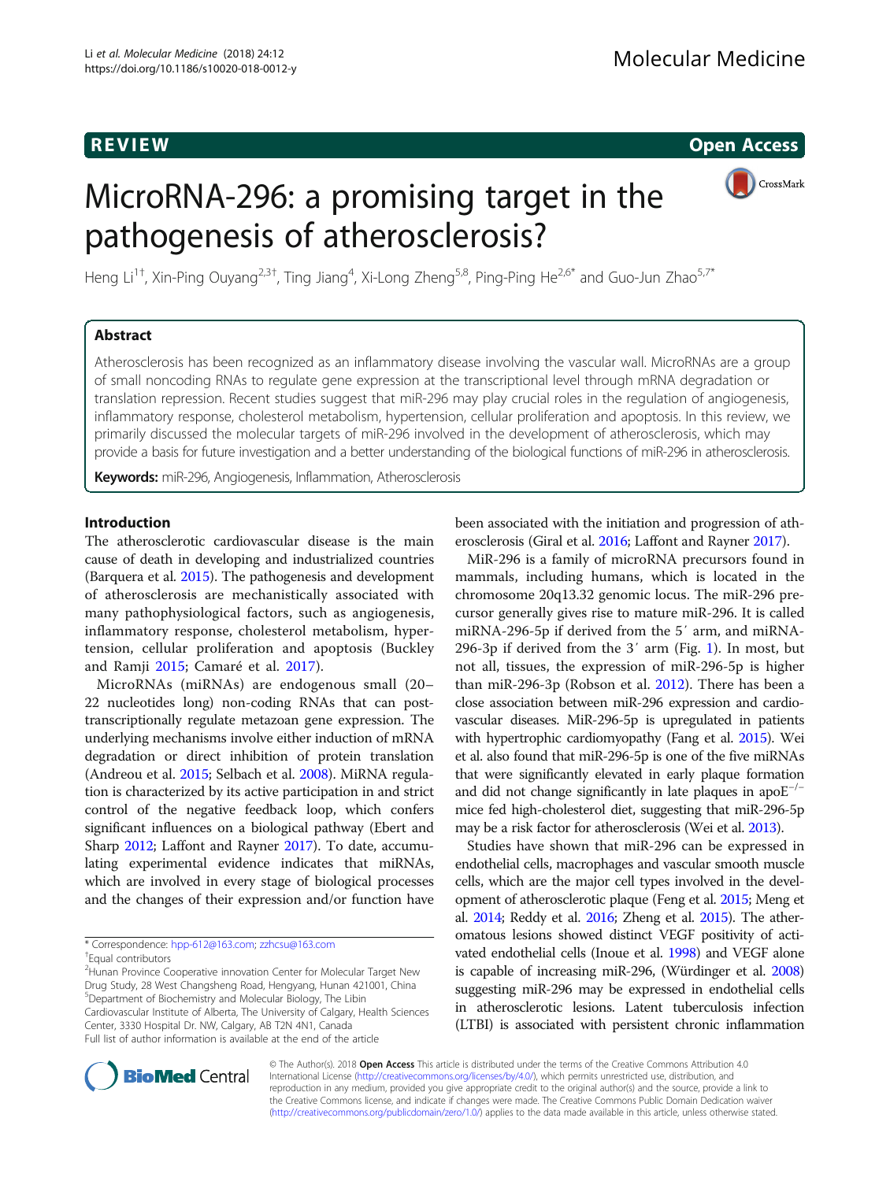REVIEW Open Access

# MicroRNA-296: a promising target in the pathogenesis of atherosclerosis?

Heng Li[1†], Xin-Ping Ouyang[2,3†], Ting Jiang[4], Xi-Long Zheng[5,8], Ping-Ping He[2,6*] and Guo-Jun Zhao[5,7*]

## Abstract

Atherosclerosis has been recognized as an inflammatory disease involving the vascular wall. MicroRNAs are a group of small noncoding RNAs to regulate gene expression at the transcriptional level through mRNA degradation or translation repression. Recent studies suggest that miR-296 may play crucial roles in the regulation of angiogenesis, inflammatory response, cholesterol metabolism, hypertension, cellular proliferation and apoptosis. In this review, we primarily discussed the molecular targets of miR-296 involved in the development of atherosclerosis, which may provide a basis for future investigation and a better understanding of the biological functions of miR-296 in atherosclerosis.

**Keywords:** miR-296, Angiogenesis, Inflammation, Atherosclerosis

## Introduction

The atherosclerotic cardiovascular disease is the main cause of death in developing and industrialized countries (Barquera et al. 2015). The pathogenesis and development of atherosclerosis are mechanistically associated with many pathophysiological factors, such as angiogenesis, inflammatory response, cholesterol metabolism, hypertension, cellular proliferation and apoptosis (Buckley and Ramji 2015; Camaré et al. 2017).

MicroRNAs (miRNAs) are endogenous small (20–22 nucleotides long) non-coding RNAs that can post-transcriptionally regulate metazoan gene expression. The underlying mechanisms involve either induction of mRNA degradation or direct inhibition of protein translation (Andreou et al. 2015; Selbach et al. 2008). MiRNA regulation is characterized by its active participation in and strict control of the negative feedback loop, which confers significant influences on a biological pathway (Ebert and Sharp 2012; Laffont and Rayner 2017). To date, accumulating experimental evidence indicates that miRNAs, which are involved in every stage of biological processes and the changes of their expression and/or function have been associated with the initiation and progression of atherosclerosis (Giral et al. 2016; Laffont and Rayner 2017).

MiR-296 is a family of microRNA precursors found in mammals, including humans, which is located in the chromosome 20q13.32 genomic locus. The miR-296 precursor generally gives rise to mature miR-296. It is called miRNA-296-5p if derived from the 5′ arm, and miRNA-296-3p if derived from the 3′ arm (Fig. 1). In most, but not all, tissues, the expression of miR-296-5p is higher than miR-296-3p (Robson et al. 2012). There has been a close association between miR-296 expression and cardiovascular diseases. MiR-296-5p is upregulated in patients with hypertrophic cardiomyopathy (Fang et al. 2015). Wei et al. also found that miR-296-5p is one of the five miRNAs that were significantly elevated in early plaque formation and did not change significantly in late plaques in apoE$^{-/-}$ mice fed high-cholesterol diet, suggesting that miR-296-5p may be a risk factor for atherosclerosis (Wei et al. 2013).

Studies have shown that miR-296 can be expressed in endothelial cells, macrophages and vascular smooth muscle cells, which are the major cell types involved in the development of atherosclerotic plaque (Feng et al. 2015; Meng et al. 2014; Reddy et al. 2016; Zheng et al. 2015). The atheromatous lesions showed distinct VEGF positivity of activated endothelial cells (Inoue et al. 1998) and VEGF alone is capable of increasing miR-296, (Würdinger et al. 2008) suggesting miR-296 may be expressed in endothelial cells in atherosclerotic lesions. Latent tuberculosis infection (LTBI) is associated with persistent chronic inflammation

\* Correspondence: hpp-612@163.com; zzhcsu@163.com
†Equal contributors
[2]Hunan Province Cooperative innovation Center for Molecular Target New Drug Study, 28 West Changsheng Road, Hengyang, Hunan 421001, China
[5]Department of Biochemistry and Molecular Biology, The Libin Cardiovascular Institute of Alberta, The University of Calgary, Health Sciences Center, 3330 Hospital Dr. NW, Calgary, AB T2N 4N1, Canada
Full list of author information is available at the end of the article

© The Author(s). 2018 **Open Access** This article is distributed under the terms of the Creative Commons Attribution 4.0 International License (http://creativecommons.org/licenses/by/4.0/), which permits unrestricted use, distribution, and reproduction in any medium, provided you give appropriate credit to the original author(s) and the source, provide a link to the Creative Commons license, and indicate if changes were made. The Creative Commons Public Domain Dedication waiver (http://creativecommons.org/publicdomain/zero/1.0/) applies to the data made available in this article, unless otherwise stated.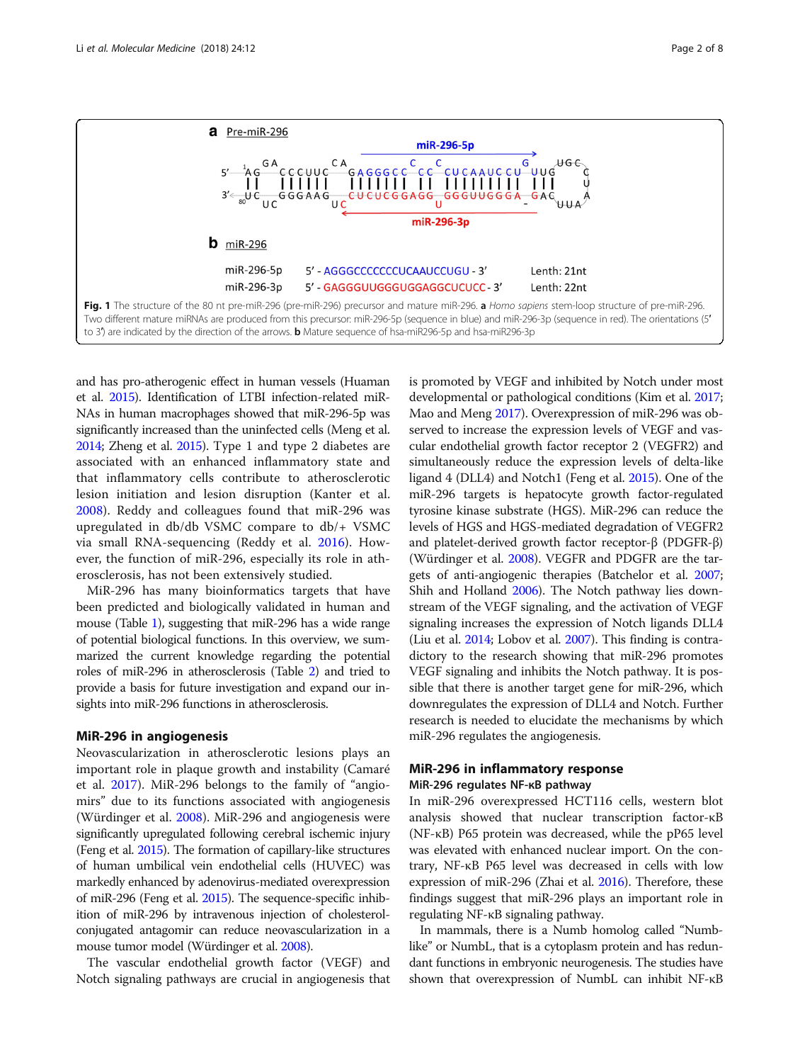**a** Pre-miR-296

**b** miR-296

miR-296-5p 5′ - AGGGCCCCCCCUCAAUCCUGU - 3′ Lenth: 21nt

miR-296-3p 5′ - GAGGGUUGGGUGGAGGCUCUCC - 3′ Lenth: 22nt

**Fig. 1** The structure of the 80 nt pre-miR-296 (pre-miR-296) precursor and mature miR-296. **a** *Homo sapiens* stem-loop structure of pre-miR-296. Two different mature miRNAs are produced from this precursor: miR-296-5p (sequence in blue) and miR-296-3p (sequence in red). The orientations (5′ to 3′) are indicated by the direction of the arrows. **b** Mature sequence of hsa-miR296-5p and hsa-miR296-3p

and has pro-atherogenic effect in human vessels (Huaman et al. 2015). Identification of LTBI infection-related miRNAs in human macrophages showed that miR-296-5p was significantly increased than the uninfected cells (Meng et al. 2014; Zheng et al. 2015). Type 1 and type 2 diabetes are associated with an enhanced inflammatory state and that inflammatory cells contribute to atherosclerotic lesion initiation and lesion disruption (Kanter et al. 2008). Reddy and colleagues found that miR-296 was upregulated in db/db VSMC compare to db/+ VSMC via small RNA-sequencing (Reddy et al. 2016). However, the function of miR-296, especially its role in atherosclerosis, has not been extensively studied.

MiR-296 has many bioinformatics targets that have been predicted and biologically validated in human and mouse (Table 1), suggesting that miR-296 has a wide range of potential biological functions. In this overview, we summarized the current knowledge regarding the potential roles of miR-296 in atherosclerosis (Table 2) and tried to provide a basis for future investigation and expand our insights into miR-296 functions in atherosclerosis.

## MiR-296 in angiogenesis

Neovascularization in atherosclerotic lesions plays an important role in plaque growth and instability (Camaré et al. 2017). MiR-296 belongs to the family of "angiomirs" due to its functions associated with angiogenesis (Würdinger et al. 2008). MiR-296 and angiogenesis were significantly upregulated following cerebral ischemic injury (Feng et al. 2015). The formation of capillary-like structures of human umbilical vein endothelial cells (HUVEC) was markedly enhanced by adenovirus-mediated overexpression of miR-296 (Feng et al. 2015). The sequence-specific inhibition of miR-296 by intravenous injection of cholesterol-conjugated antagomir can reduce neovascularization in a mouse tumor model (Würdinger et al. 2008).

The vascular endothelial growth factor (VEGF) and Notch signaling pathways are crucial in angiogenesis that is promoted by VEGF and inhibited by Notch under most developmental or pathological conditions (Kim et al. 2017; Mao and Meng 2017). Overexpression of miR-296 was observed to increase the expression levels of VEGF and vascular endothelial growth factor receptor 2 (VEGFR2) and simultaneously reduce the expression levels of delta-like ligand 4 (DLL4) and Notch1 (Feng et al. 2015). One of the miR-296 targets is hepatocyte growth factor-regulated tyrosine kinase substrate (HGS). MiR-296 can reduce the levels of HGS and HGS-mediated degradation of VEGFR2 and platelet-derived growth factor receptor-β (PDGFR-β) (Würdinger et al. 2008). VEGFR and PDGFR are the targets of anti-angiogenic therapies (Batchelor et al. 2007; Shih and Holland 2006). The Notch pathway lies downstream of the VEGF signaling, and the activation of VEGF signaling increases the expression of Notch ligands DLL4 (Liu et al. 2014; Lobov et al. 2007). This finding is contradictory to the research showing that miR-296 promotes VEGF signaling and inhibits the Notch pathway. It is possible that there is another target gene for miR-296, which downregulates the expression of DLL4 and Notch. Further research is needed to elucidate the mechanisms by which miR-296 regulates the angiogenesis.

## MiR-296 in inflammatory response

### MiR-296 regulates NF-κB pathway

In miR-296 overexpressed HCT116 cells, western blot analysis showed that nuclear transcription factor-κB (NF-κB) P65 protein was decreased, while the pP65 level was elevated with enhanced nuclear import. On the contrary, NF-κB P65 level was decreased in cells with low expression of miR-296 (Zhai et al. 2016). Therefore, these findings suggest that miR-296 plays an important role in regulating NF-κB signaling pathway.

In mammals, there is a Numb homolog called "Numb-like" or NumbL, that is a cytoplasm protein and has redundant functions in embryonic neurogenesis. The studies have shown that overexpression of NumbL can inhibit NF-κB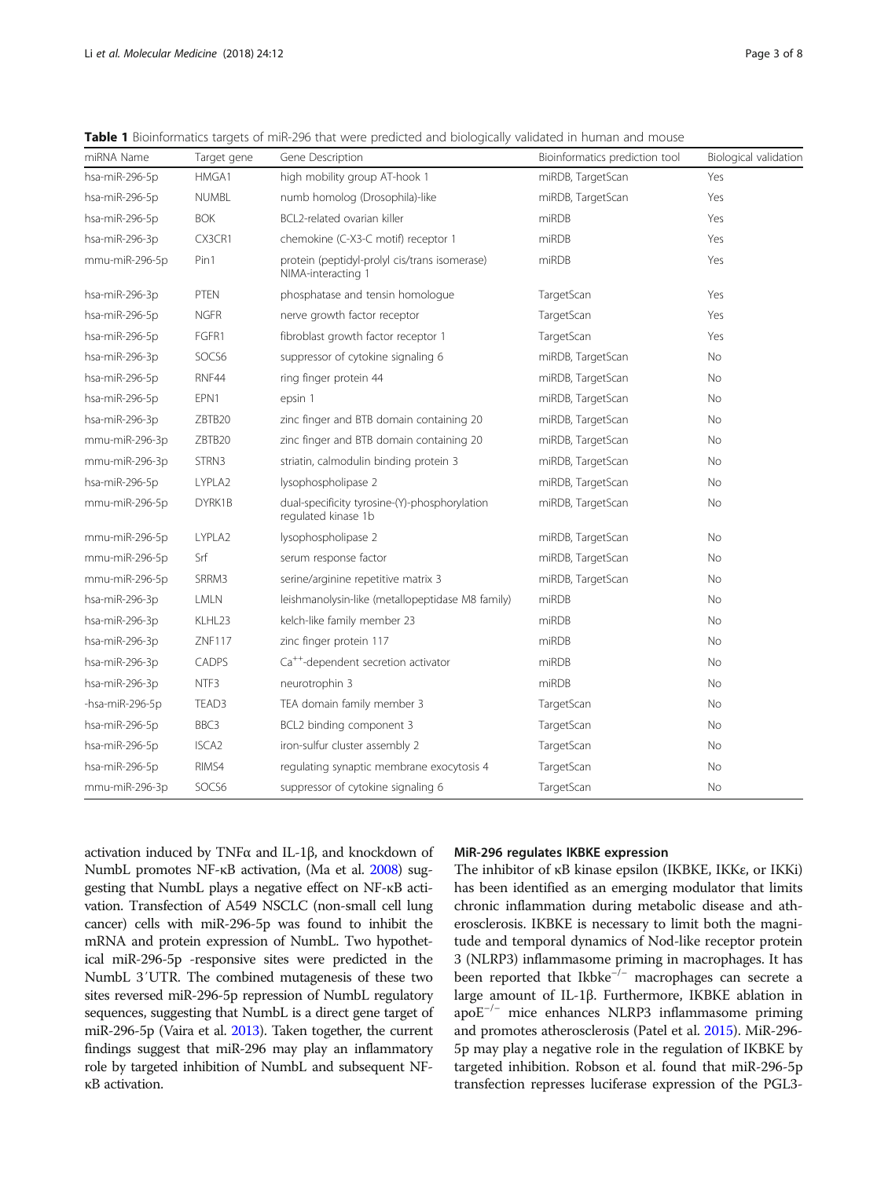**Table 1** Bioinformatics targets of miR-296 that were predicted and biologically validated in human and mouse

| miRNA Name | Target gene | Gene Description | Bioinformatics prediction tool | Biological validation |
| --- | --- | --- | --- | --- |
| hsa-miR-296-5p | HMGA1 | high mobility group AT-hook 1 | miRDB, TargetScan | Yes |
| hsa-miR-296-5p | NUMBL | numb homolog (Drosophila)-like | miRDB, TargetScan | Yes |
| hsa-miR-296-5p | BOK | BCL2-related ovarian killer | miRDB | Yes |
| hsa-miR-296-3p | CX3CR1 | chemokine (C-X3-C motif) receptor 1 | miRDB | Yes |
| mmu-miR-296-5p | Pin1 | protein (peptidyl-prolyl cis/trans isomerase) NIMA-interacting 1 | miRDB | Yes |
| hsa-miR-296-3p | PTEN | phosphatase and tensin homologue | TargetScan | Yes |
| hsa-miR-296-5p | NGFR | nerve growth factor receptor | TargetScan | Yes |
| hsa-miR-296-5p | FGFR1 | fibroblast growth factor receptor 1 | TargetScan | Yes |
| hsa-miR-296-3p | SOCS6 | suppressor of cytokine signaling 6 | miRDB, TargetScan | No |
| hsa-miR-296-5p | RNF44 | ring finger protein 44 | miRDB, TargetScan | No |
| hsa-miR-296-5p | EPN1 | epsin 1 | miRDB, TargetScan | No |
| hsa-miR-296-3p | ZBTB20 | zinc finger and BTB domain containing 20 | miRDB, TargetScan | No |
| mmu-miR-296-3p | ZBTB20 | zinc finger and BTB domain containing 20 | miRDB, TargetScan | No |
| mmu-miR-296-3p | STRN3 | striatin, calmodulin binding protein 3 | miRDB, TargetScan | No |
| hsa-miR-296-5p | LYPLA2 | lysophospholipase 2 | miRDB, TargetScan | No |
| mmu-miR-296-5p | DYRK1B | dual-specificity tyrosine-(Y)-phosphorylation regulated kinase 1b | miRDB, TargetScan | No |
| mmu-miR-296-5p | LYPLA2 | lysophospholipase 2 | miRDB, TargetScan | No |
| mmu-miR-296-5p | Srf | serum response factor | miRDB, TargetScan | No |
| mmu-miR-296-5p | SRRM3 | serine/arginine repetitive matrix 3 | miRDB, TargetScan | No |
| hsa-miR-296-3p | LMLN | leishmanolysin-like (metallopeptidase M8 family) | miRDB | No |
| hsa-miR-296-3p | KLHL23 | kelch-like family member 23 | miRDB | No |
| hsa-miR-296-3p | ZNF117 | zinc finger protein 117 | miRDB | No |
| hsa-miR-296-3p | CADPS | $Ca^{++}$-dependent secretion activator | miRDB | No |
| hsa-miR-296-3p | NTF3 | neurotrophin 3 | miRDB | No |
| -hsa-miR-296-5p | TEAD3 | TEA domain family member 3 | TargetScan | No |
| hsa-miR-296-5p | BBC3 | BCL2 binding component 3 | TargetScan | No |
| hsa-miR-296-5p | ISCA2 | iron-sulfur cluster assembly 2 | TargetScan | No |
| hsa-miR-296-5p | RIMS4 | regulating synaptic membrane exocytosis 4 | TargetScan | No |
| mmu-miR-296-3p | SOCS6 | suppressor of cytokine signaling 6 | TargetScan | No |

activation induced by TNFα and IL-1β, and knockdown of NumbL promotes NF-κB activation, (Ma et al. 2008) suggesting that NumbL plays a negative effect on NF-κB activation. Transfection of A549 NSCLC (non-small cell lung cancer) cells with miR-296-5p was found to inhibit the mRNA and protein expression of NumbL. Two hypothetical miR-296-5p -responsive sites were predicted in the NumbL 3′UTR. The combined mutagenesis of these two sites reversed miR-296-5p repression of NumbL regulatory sequences, suggesting that NumbL is a direct gene target of miR-296-5p (Vaira et al. 2013). Taken together, the current findings suggest that miR-296 may play an inflammatory role by targeted inhibition of NumbL and subsequent NF-κB activation.

### MiR-296 regulates IKBKE expression

The inhibitor of κB kinase epsilon (IKBKE, IKKε, or IKKi) has been identified as an emerging modulator that limits chronic inflammation during metabolic disease and atherosclerosis. IKBKE is necessary to limit both the magnitude and temporal dynamics of Nod-like receptor protein 3 (NLRP3) inflammasome priming in macrophages. It has been reported that $Ikbke^{-/-}$ macrophages can secrete a large amount of IL-1β. Furthermore, IKBKE ablation in $apoE^{-/-}$ mice enhances NLRP3 inflammasome priming and promotes atherosclerosis (Patel et al. 2015). MiR-296-5p may play a negative role in the regulation of IKBKE by targeted inhibition. Robson et al. found that miR-296-5p transfection represses luciferase expression of the PGL3-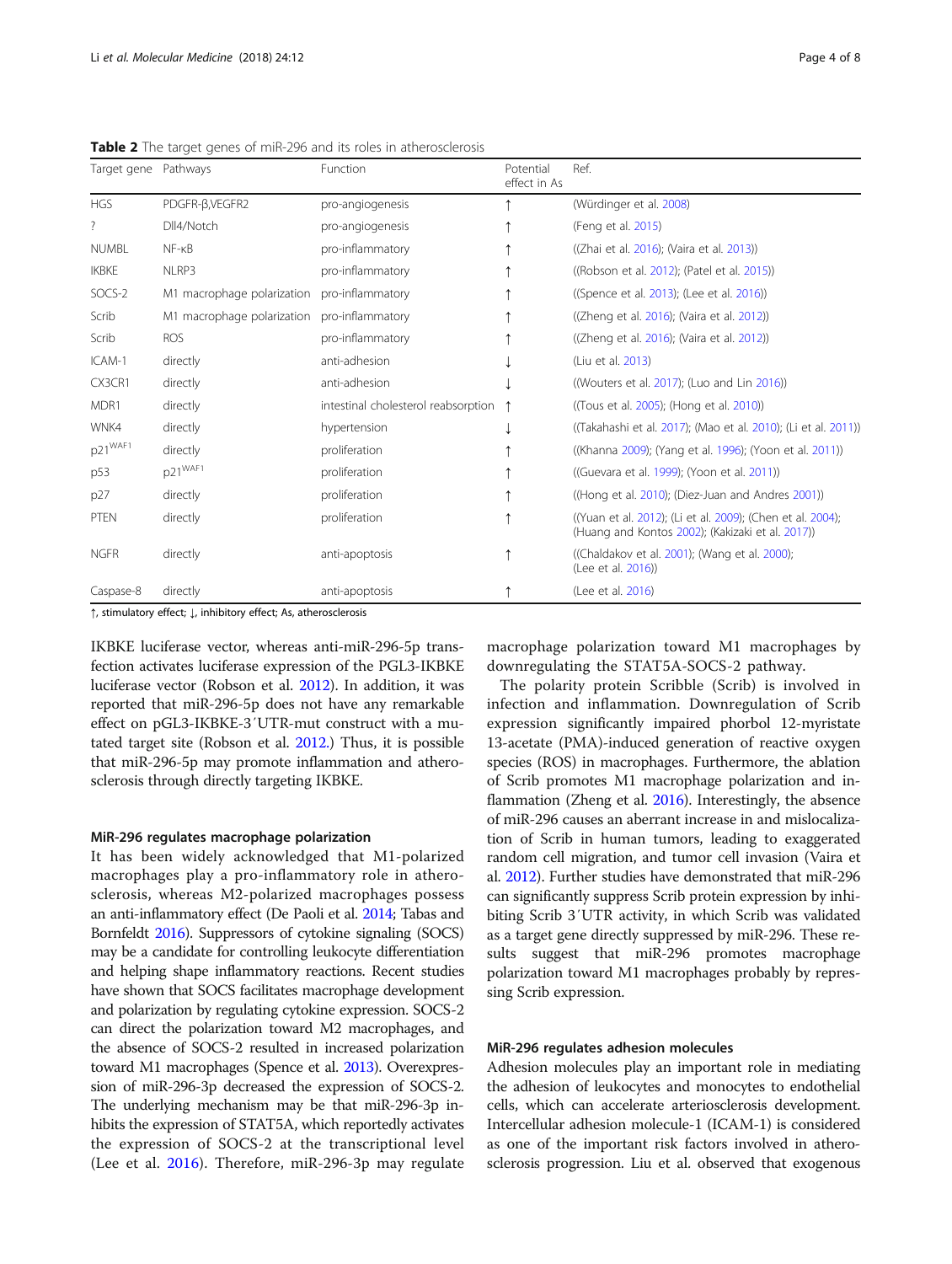**Table 2** The target genes of miR-296 and its roles in atherosclerosis

| Target gene | Pathways | Function | Potential effect in As | Ref. |
|---|---|---|---|---|
| HGS | PDGFR-β,VEGFR2 | pro-angiogenesis | ↑ | (Würdinger et al. 2008) |
| ? | Dll4/Notch | pro-angiogenesis | ↑ | (Feng et al. 2015) |
| NUMBL | NF-κB | pro-inflammatory | ↑ | ((Zhai et al. 2016); (Vaira et al. 2013)) |
| IKBKE | NLRP3 | pro-inflammatory | ↑ | ((Robson et al. 2012); (Patel et al. 2015)) |
| SOCS-2 | M1 macrophage polarization | pro-inflammatory | ↑ | ((Spence et al. 2013); (Lee et al. 2016)) |
| Scrib | M1 macrophage polarization | pro-inflammatory | ↑ | ((Zheng et al. 2016); (Vaira et al. 2012)) |
| Scrib | ROS | pro-inflammatory | ↑ | ((Zheng et al. 2016); (Vaira et al. 2012)) |
| ICAM-1 | directly | anti-adhesion | ↓ | (Liu et al. 2013) |
| CX3CR1 | directly | anti-adhesion | ↓ | ((Wouters et al. 2017); (Luo and Lin 2016)) |
| MDR1 | directly | intestinal cholesterol reabsorption | ↑ | ((Tous et al. 2005); (Hong et al. 2010)) |
| WNK4 | directly | hypertension | ↓ | ((Takahashi et al. 2017); (Mao et al. 2010); (Li et al. 2011)) |
| $p21^{WAF1}$ | directly | proliferation | ↑ | ((Khanna 2009); (Yang et al. 1996); (Yoon et al. 2011)) |
| p53 | $p21^{WAF1}$ | proliferation | ↑ | ((Guevara et al. 1999); (Yoon et al. 2011)) |
| p27 | directly | proliferation | ↑ | ((Hong et al. 2010); (Diez-Juan and Andres 2001)) |
| PTEN | directly | proliferation | ↑ | ((Yuan et al. 2012); (Li et al. 2009); (Chen et al. 2004); (Huang and Kontos 2002); (Kakizaki et al. 2017)) |
| NGFR | directly | anti-apoptosis | ↑ | ((Chaldakov et al. 2001); (Wang et al. 2000); (Lee et al. 2016)) |
| Caspase-8 | directly | anti-apoptosis | ↑ | (Lee et al. 2016) |

↑, stimulatory effect; ↓, inhibitory effect; As, atherosclerosis

IKBKE luciferase vector, whereas anti-miR-296-5p transfection activates luciferase expression of the PGL3-IKBKE luciferase vector (Robson et al. 2012). In addition, it was reported that miR-296-5p does not have any remarkable effect on pGL3-IKBKE-3′UTR-mut construct with a mutated target site (Robson et al. 2012.) Thus, it is possible that miR-296-5p may promote inflammation and atherosclerosis through directly targeting IKBKE.

### MiR-296 regulates macrophage polarization

It has been widely acknowledged that M1-polarized macrophages play a pro-inflammatory role in atherosclerosis, whereas M2-polarized macrophages possess an anti-inflammatory effect (De Paoli et al. 2014; Tabas and Bornfeldt 2016). Suppressors of cytokine signaling (SOCS) may be a candidate for controlling leukocyte differentiation and helping shape inflammatory reactions. Recent studies have shown that SOCS facilitates macrophage development and polarization by regulating cytokine expression. SOCS-2 can direct the polarization toward M2 macrophages, and the absence of SOCS-2 resulted in increased polarization toward M1 macrophages (Spence et al. 2013). Overexpression of miR-296-3p decreased the expression of SOCS-2. The underlying mechanism may be that miR-296-3p inhibits the expression of STAT5A, which reportedly activates the expression of SOCS-2 at the transcriptional level (Lee et al. 2016). Therefore, miR-296-3p may regulate macrophage polarization toward M1 macrophages by downregulating the STAT5A-SOCS-2 pathway.

The polarity protein Scribble (Scrib) is involved in infection and inflammation. Downregulation of Scrib expression significantly impaired phorbol 12-myristate 13-acetate (PMA)-induced generation of reactive oxygen species (ROS) in macrophages. Furthermore, the ablation of Scrib promotes M1 macrophage polarization and inflammation (Zheng et al. 2016). Interestingly, the absence of miR-296 causes an aberrant increase in and mislocalization of Scrib in human tumors, leading to exaggerated random cell migration, and tumor cell invasion (Vaira et al. 2012). Further studies have demonstrated that miR-296 can significantly suppress Scrib protein expression by inhibiting Scrib 3′UTR activity, in which Scrib was validated as a target gene directly suppressed by miR-296. These results suggest that miR-296 promotes macrophage polarization toward M1 macrophages probably by repressing Scrib expression.

### MiR-296 regulates adhesion molecules

Adhesion molecules play an important role in mediating the adhesion of leukocytes and monocytes to endothelial cells, which can accelerate arteriosclerosis development. Intercellular adhesion molecule-1 (ICAM-1) is considered as one of the important risk factors involved in atherosclerosis progression. Liu et al. observed that exogenous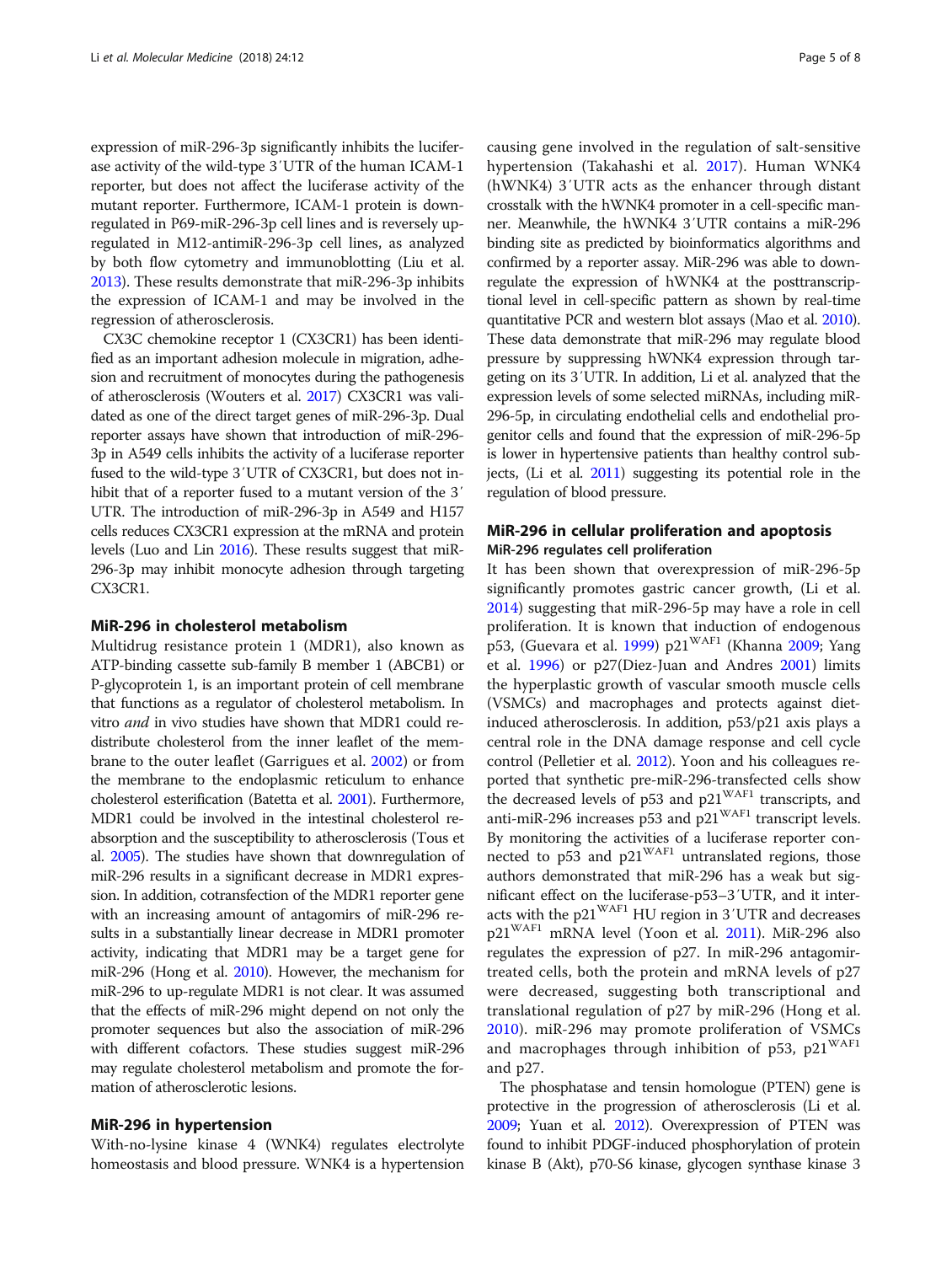expression of miR-296-3p significantly inhibits the luciferase activity of the wild-type 3′UTR of the human ICAM-1 reporter, but does not affect the luciferase activity of the mutant reporter. Furthermore, ICAM-1 protein is downregulated in P69-miR-296-3p cell lines and is reversely upregulated in M12-antimiR-296-3p cell lines, as analyzed by both flow cytometry and immunoblotting (Liu et al. 2013). These results demonstrate that miR-296-3p inhibits the expression of ICAM-1 and may be involved in the regression of atherosclerosis.

CX3C chemokine receptor 1 (CX3CR1) has been identified as an important adhesion molecule in migration, adhesion and recruitment of monocytes during the pathogenesis of atherosclerosis (Wouters et al. 2017) CX3CR1 was validated as one of the direct target genes of miR-296-3p. Dual reporter assays have shown that introduction of miR-296-3p in A549 cells inhibits the activity of a luciferase reporter fused to the wild-type 3′UTR of CX3CR1, but does not inhibit that of a reporter fused to a mutant version of the 3′ UTR. The introduction of miR-296-3p in A549 and H157 cells reduces CX3CR1 expression at the mRNA and protein levels (Luo and Lin 2016). These results suggest that miR-296-3p may inhibit monocyte adhesion through targeting CX3CR1.

## MiR-296 in cholesterol metabolism

Multidrug resistance protein 1 (MDR1), also known as ATP-binding cassette sub-family B member 1 (ABCB1) or P-glycoprotein 1, is an important protein of cell membrane that functions as a regulator of cholesterol metabolism. In vitro *and* in vivo studies have shown that MDR1 could redistribute cholesterol from the inner leaflet of the membrane to the outer leaflet (Garrigues et al. 2002) or from the membrane to the endoplasmic reticulum to enhance cholesterol esterification (Batetta et al. 2001). Furthermore, MDR1 could be involved in the intestinal cholesterol reabsorption and the susceptibility to atherosclerosis (Tous et al. 2005). The studies have shown that downregulation of miR-296 results in a significant decrease in MDR1 expression. In addition, cotransfection of the MDR1 reporter gene with an increasing amount of antagomirs of miR-296 results in a substantially linear decrease in MDR1 promoter activity, indicating that MDR1 may be a target gene for miR-296 (Hong et al. 2010). However, the mechanism for miR-296 to up-regulate MDR1 is not clear. It was assumed that the effects of miR-296 might depend on not only the promoter sequences but also the association of miR-296 with different cofactors. These studies suggest miR-296 may regulate cholesterol metabolism and promote the formation of atherosclerotic lesions.

## MiR-296 in hypertension

With-no-lysine kinase 4 (WNK4) regulates electrolyte homeostasis and blood pressure. WNK4 is a hypertension causing gene involved in the regulation of salt-sensitive hypertension (Takahashi et al. 2017). Human WNK4 (hWNK4) 3′UTR acts as the enhancer through distant crosstalk with the hWNK4 promoter in a cell-specific manner. Meanwhile, the hWNK4 3′UTR contains a miR-296 binding site as predicted by bioinformatics algorithms and confirmed by a reporter assay. MiR-296 was able to downregulate the expression of hWNK4 at the posttranscriptional level in cell-specific pattern as shown by real-time quantitative PCR and western blot assays (Mao et al. 2010). These data demonstrate that miR-296 may regulate blood pressure by suppressing hWNK4 expression through targeting on its 3′UTR. In addition, Li et al. analyzed that the expression levels of some selected miRNAs, including miR-296-5p, in circulating endothelial cells and endothelial progenitor cells and found that the expression of miR-296-5p is lower in hypertensive patients than healthy control subjects, (Li et al. 2011) suggesting its potential role in the regulation of blood pressure.

## MiR-296 in cellular proliferation and apoptosis

### MiR-296 regulates cell proliferation

It has been shown that overexpression of miR-296-5p significantly promotes gastric cancer growth, (Li et al. 2014) suggesting that miR-296-5p may have a role in cell proliferation. It is known that induction of endogenous p53, (Guevara et al. 1999) p21$^{WAF1}$ (Khanna 2009; Yang et al. 1996) or p27(Diez-Juan and Andres 2001) limits the hyperplastic growth of vascular smooth muscle cells (VSMCs) and macrophages and protects against diet-induced atherosclerosis. In addition, p53/p21 axis plays a central role in the DNA damage response and cell cycle control (Pelletier et al. 2012). Yoon and his colleagues reported that synthetic pre-miR-296-transfected cells show the decreased levels of p53 and p21$^{WAF1}$ transcripts, and anti-miR-296 increases p53 and p21$^{WAF1}$ transcript levels. By monitoring the activities of a luciferase reporter connected to p53 and p21$^{WAF1}$ untranslated regions, those authors demonstrated that miR-296 has a weak but significant effect on the luciferase-p53–3′UTR, and it interacts with the p21$^{WAF1}$ HU region in 3′UTR and decreases p21$^{WAF1}$ mRNA level (Yoon et al. 2011). MiR-296 also regulates the expression of p27. In miR-296 antagomir-treated cells, both the protein and mRNA levels of p27 were decreased, suggesting both transcriptional and translational regulation of p27 by miR-296 (Hong et al. 2010). miR-296 may promote proliferation of VSMCs and macrophages through inhibition of p53, p21$^{WAF1}$ and p27.

The phosphatase and tensin homologue (PTEN) gene is protective in the progression of atherosclerosis (Li et al. 2009; Yuan et al. 2012). Overexpression of PTEN was found to inhibit PDGF-induced phosphorylation of protein kinase B (Akt), p70-S6 kinase, glycogen synthase kinase 3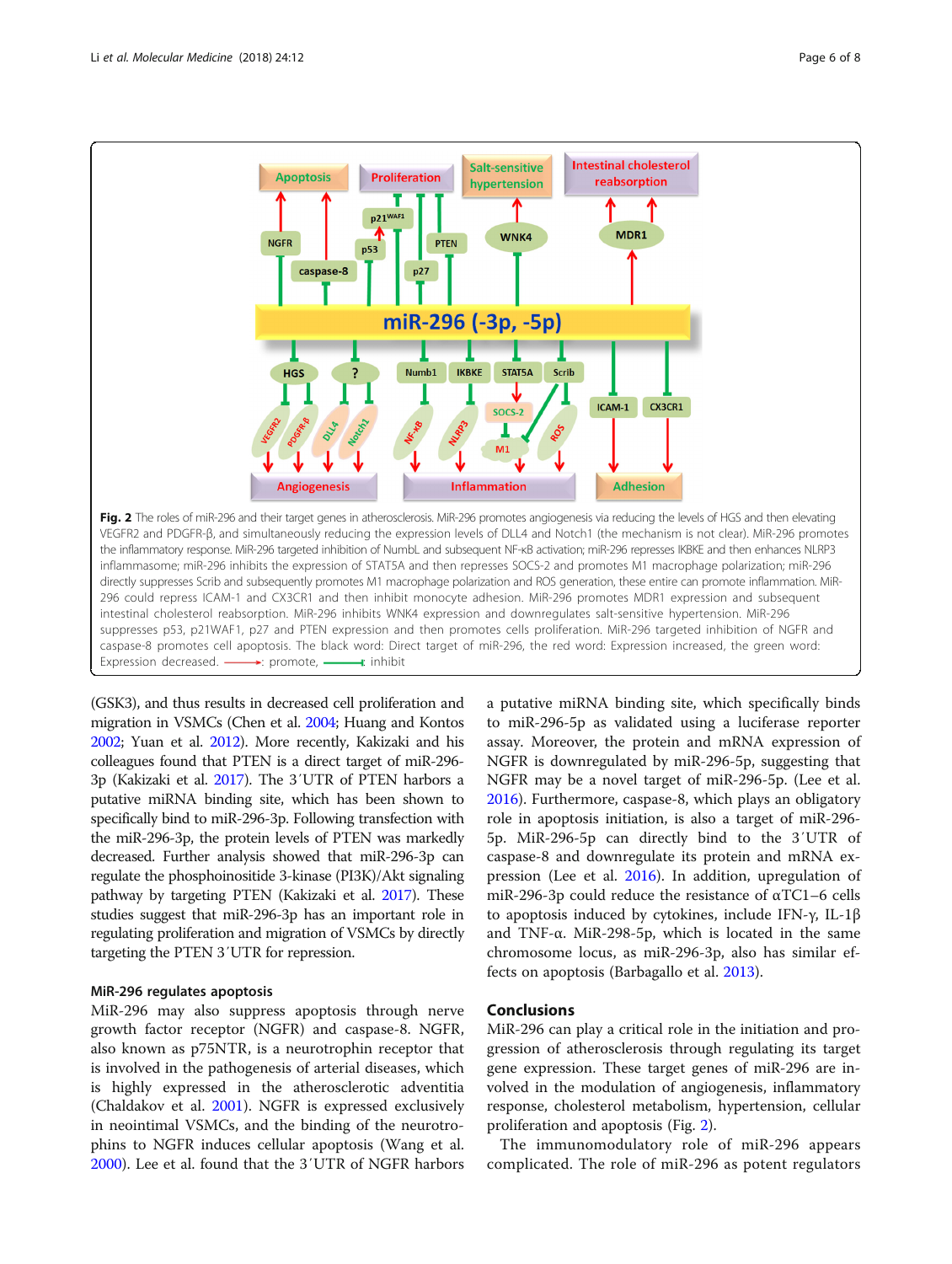**Fig. 2** The roles of miR-296 and their target genes in atherosclerosis. MiR-296 promotes angiogenesis via reducing the levels of HGS and then elevating VEGFR2 and PDGFR-β, and simultaneously reducing the expression levels of DLL4 and Notch1 (the mechanism is not clear). MiR-296 promotes the inflammatory response. MiR-296 targeted inhibition of NumbL and subsequent NF-κB activation; miR-296 represses IKBKE and then enhances NLRP3 inflammasome; miR-296 inhibits the expression of STAT5A and then represses SOCS-2 and promotes M1 macrophage polarization; miR-296 directly suppresses Scrib and subsequently promotes M1 macrophage polarization and ROS generation, these entire can promote inflammation. MiR-296 could repress ICAM-1 and CX3CR1 and then inhibit monocyte adhesion. MiR-296 promotes MDR1 expression and subsequent intestinal cholesterol reabsorption. MiR-296 inhibits WNK4 expression and downregulates salt-sensitive hypertension. MiR-296 suppresses p53, p21WAF1, p27 and PTEN expression and then promotes cells proliferation. MiR-296 targeted inhibition of NGFR and caspase-8 promotes cell apoptosis. The black word: Direct target of miR-296, the red word: Expression increased, the green word: Expression decreased. ——→: promote, ——⊣: inhibit

(GSK3), and thus results in decreased cell proliferation and migration in VSMCs (Chen et al. 2004; Huang and Kontos 2002; Yuan et al. 2012). More recently, Kakizaki and his colleagues found that PTEN is a direct target of miR-296-3p (Kakizaki et al. 2017). The 3′UTR of PTEN harbors a putative miRNA binding site, which has been shown to specifically bind to miR-296-3p. Following transfection with the miR-296-3p, the protein levels of PTEN was markedly decreased. Further analysis showed that miR-296-3p can regulate the phosphoinositide 3-kinase (PI3K)/Akt signaling pathway by targeting PTEN (Kakizaki et al. 2017). These studies suggest that miR-296-3p has an important role in regulating proliferation and migration of VSMCs by directly targeting the PTEN 3′UTR for repression.

### MiR-296 regulates apoptosis

MiR-296 may also suppress apoptosis through nerve growth factor receptor (NGFR) and caspase-8. NGFR, also known as p75NTR, is a neurotrophin receptor that is involved in the pathogenesis of arterial diseases, which is highly expressed in the atherosclerotic adventitia (Chaldakov et al. 2001). NGFR is expressed exclusively in neointimal VSMCs, and the binding of the neurotrophins to NGFR induces cellular apoptosis (Wang et al. 2000). Lee et al. found that the 3′UTR of NGFR harbors a putative miRNA binding site, which specifically binds to miR-296-5p as validated using a luciferase reporter assay. Moreover, the protein and mRNA expression of NGFR is downregulated by miR-296-5p, suggesting that NGFR may be a novel target of miR-296-5p. (Lee et al. 2016). Furthermore, caspase-8, which plays an obligatory role in apoptosis initiation, is also a target of miR-296-5p. MiR-296-5p can directly bind to the 3′UTR of caspase-8 and downregulate its protein and mRNA expression (Lee et al. 2016). In addition, upregulation of miR-296-3p could reduce the resistance of αTC1–6 cells to apoptosis induced by cytokines, include IFN-γ, IL-1β and TNF-α. MiR-298-5p, which is located in the same chromosome locus, as miR-296-3p, also has similar effects on apoptosis (Barbagallo et al. 2013).

## Conclusions

MiR-296 can play a critical role in the initiation and progression of atherosclerosis through regulating its target gene expression. These target genes of miR-296 are involved in the modulation of angiogenesis, inflammatory response, cholesterol metabolism, hypertension, cellular proliferation and apoptosis (Fig. 2).

The immunomodulatory role of miR-296 appears complicated. The role of miR-296 as potent regulators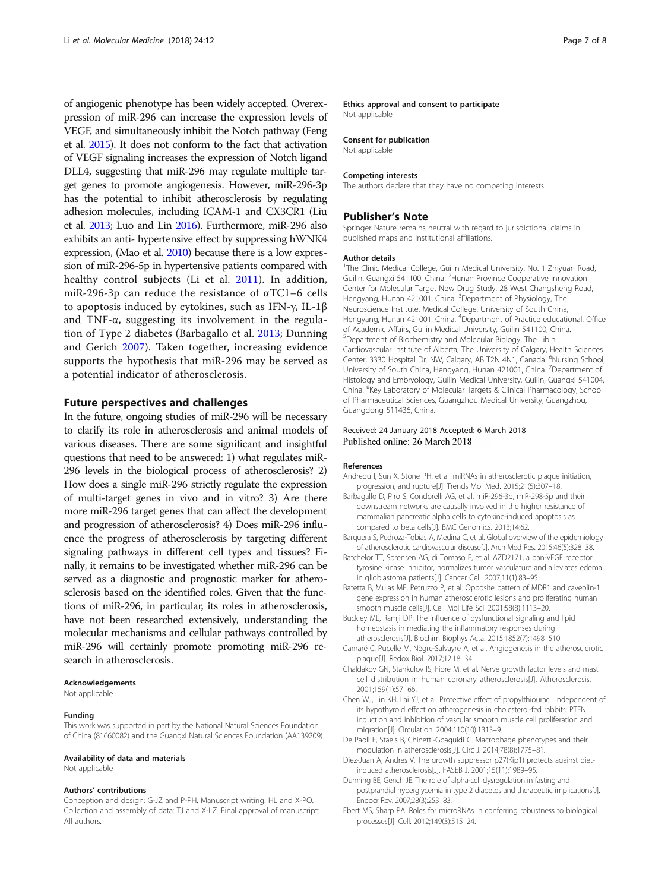of angiogenic phenotype has been widely accepted. Overexpression of miR-296 can increase the expression levels of VEGF, and simultaneously inhibit the Notch pathway (Feng et al. 2015). It does not conform to the fact that activation of VEGF signaling increases the expression of Notch ligand DLL4, suggesting that miR-296 may regulate multiple target genes to promote angiogenesis. However, miR-296-3p has the potential to inhibit atherosclerosis by regulating adhesion molecules, including ICAM-1 and CX3CR1 (Liu et al. 2013; Luo and Lin 2016). Furthermore, miR-296 also exhibits an anti- hypertensive effect by suppressing hWNK4 expression, (Mao et al. 2010) because there is a low expression of miR-296-5p in hypertensive patients compared with healthy control subjects (Li et al. 2011). In addition, miR-296-3p can reduce the resistance of αTC1–6 cells to apoptosis induced by cytokines, such as IFN-γ, IL-1β and TNF-α, suggesting its involvement in the regulation of Type 2 diabetes (Barbagallo et al. 2013; Dunning and Gerich 2007). Taken together, increasing evidence supports the hypothesis that miR-296 may be served as a potential indicator of atherosclerosis.

## Future perspectives and challenges

In the future, ongoing studies of miR-296 will be necessary to clarify its role in atherosclerosis and animal models of various diseases. There are some significant and insightful questions that need to be answered: 1) what regulates miR-296 levels in the biological process of atherosclerosis? 2) How does a single miR-296 strictly regulate the expression of multi-target genes in vivo and in vitro? 3) Are there more miR-296 target genes that can affect the development and progression of atherosclerosis? 4) Does miR-296 influence the progress of atherosclerosis by targeting different signaling pathways in different cell types and tissues? Finally, it remains to be investigated whether miR-296 can be served as a diagnostic and prognostic marker for atherosclerosis based on the identified roles. Given that the functions of miR-296, in particular, its roles in atherosclerosis, have not been researched extensively, understanding the molecular mechanisms and cellular pathways controlled by miR-296 will certainly promote promoting miR-296 research in atherosclerosis.

#### Acknowledgements

Not applicable

#### Funding

This work was supported in part by the National Natural Sciences Foundation of China (81660082) and the Guangxi Natural Sciences Foundation (AA139209).

#### Availability of data and materials

Not applicable

#### Authors' contributions

Conception and design: G-JZ and P-PH. Manuscript writing: HL and X-PO. Collection and assembly of data: TJ and X-LZ. Final approval of manuscript: All authors.

#### Ethics approval and consent to participate

Not applicable

#### Consent for publication

Not applicable

#### Competing interests

The authors declare that they have no competing interests.

## Publisher's Note

Springer Nature remains neutral with regard to jurisdictional claims in published maps and institutional affiliations.

#### Author details

[1]The Clinic Medical College, Guilin Medical University, No. 1 Zhiyuan Road, Guilin, Guangxi 541100, China. [2]Hunan Province Cooperative innovation Center for Molecular Target New Drug Study, 28 West Changsheng Road, Hengyang, Hunan 421001, China. [3]Department of Physiology, The Neuroscience Institute, Medical College, University of South China, Hengyang, Hunan 421001, China. [4]Department of Practice educational, Office of Academic Affairs, Guilin Medical University, Guilin 541100, China. [5]Department of Biochemistry and Molecular Biology, The Libin Cardiovascular Institute of Alberta, The University of Calgary, Health Sciences Center, 3330 Hospital Dr. NW, Calgary, AB T2N 4N1, Canada. [6]Nursing School, University of South China, Hengyang, Hunan 421001, China. [7]Department of Histology and Embryology, Guilin Medical University, Guilin, Guangxi 541004, China. [8]Key Laboratory of Molecular Targets & Clinical Pharmacology, School of Pharmaceutical Sciences, Guangzhou Medical University, Guangzhou, Guangdong 511436, China.

Received: 24 January 2018 Accepted: 6 March 2018
Published online: 26 March 2018

#### References

Andreou I, Sun X, Stone PH, et al. miRNAs in atherosclerotic plaque initiation, progression, and rupture[J]. Trends Mol Med. 2015;21(5):307–18.

Barbagallo D, Piro S, Condorelli AG, et al. miR-296-3p, miR-298-5p and their downstream networks are causally involved in the higher resistance of mammalian pancreatic alpha cells to cytokine-induced apoptosis as compared to beta cells[J]. BMC Genomics. 2013;14:62.

Barquera S, Pedroza-Tobias A, Medina C, et al. Global overview of the epidemiology of atherosclerotic cardiovascular disease[J]. Arch Med Res. 2015;46(5):328–38.

Batchelor TT, Sorensen AG, di Tomaso E, et al. AZD2171, a pan-VEGF receptor tyrosine kinase inhibitor, normalizes tumor vasculature and alleviates edema in glioblastoma patients[J]. Cancer Cell. 2007;11(1):83–95.

Batetta B, Mulas MF, Petruzzo P, et al. Opposite pattern of MDR1 and caveolin-1 gene expression in human atherosclerotic lesions and proliferating human smooth muscle cells[J]. Cell Mol Life Sci. 2001;58(8):1113–20.

Buckley ML, Ramji DP. The influence of dysfunctional signaling and lipid homeostasis in mediating the inflammatory responses during atherosclerosis[J]. Biochim Biophys Acta. 2015;1852(7):1498–510.

Camaré C, Pucelle M, Nègre-Salvayre A, et al. Angiogenesis in the atherosclerotic plaque[J]. Redox Biol. 2017;12:18–34.

Chaldakov GN, Stankulov IS, Fiore M, et al. Nerve growth factor levels and mast cell distribution in human coronary atherosclerosis[J]. Atherosclerosis. 2001;159(1):57–66.

Chen WJ, Lin KH, Lai YJ, et al. Protective effect of propylthiouracil independent of its hypothyroid effect on atherogenesis in cholesterol-fed rabbits: PTEN induction and inhibition of vascular smooth muscle cell proliferation and migration[J]. Circulation. 2004;110(10):1313–9.

De Paoli F, Staels B, Chinetti-Gbaguidi G. Macrophage phenotypes and their modulation in atherosclerosis[J]. Circ J. 2014;78(8):1775–81.

Diez-Juan A, Andres V. The growth suppressor p27(Kip1) protects against diet-induced atherosclerosis[J]. FASEB J. 2001;15(11):1989–95.

Dunning BE, Gerich JE. The role of alpha-cell dysregulation in fasting and postprandial hyperglycemia in type 2 diabetes and therapeutic implications[J]. Endocr Rev. 2007;28(3):253–83.

Ebert MS, Sharp PA. Roles for microRNAs in conferring robustness to biological processes[J]. Cell. 2012;149(3):515–24.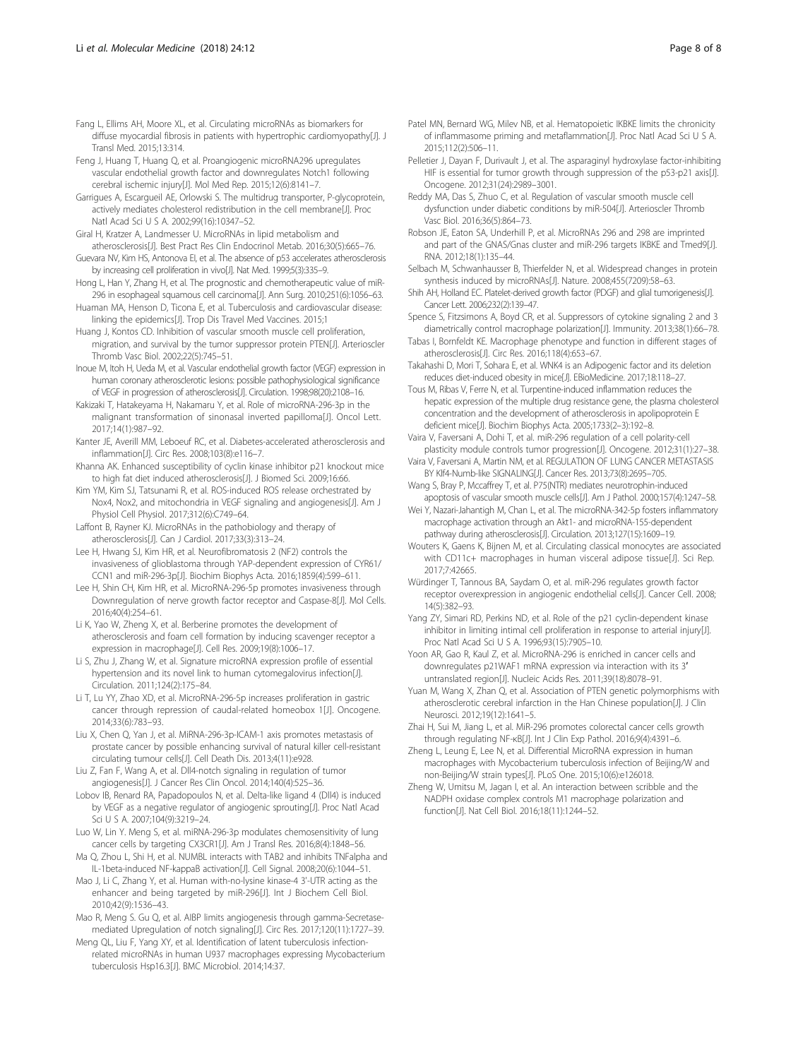Fang L, Ellims AH, Moore XL, et al. Circulating microRNAs as biomarkers for diffuse myocardial fibrosis in patients with hypertrophic cardiomyopathy[J]. J Transl Med. 2015;13:314.

Feng J, Huang T, Huang Q, et al. Proangiogenic microRNA296 upregulates vascular endothelial growth factor and downregulates Notch1 following cerebral ischemic injury[J]. Mol Med Rep. 2015;12(6):8141–7.

Garrigues A, Escargueil AE, Orlowski S. The multidrug transporter, P-glycoprotein, actively mediates cholesterol redistribution in the cell membrane[J]. Proc Natl Acad Sci U S A. 2002;99(16):10347–52.

Giral H, Kratzer A, Landmesser U. MicroRNAs in lipid metabolism and atherosclerosis[J]. Best Pract Res Clin Endocrinol Metab. 2016;30(5):665–76.

Guevara NV, Kim HS, Antonova EI, et al. The absence of p53 accelerates atherosclerosis by increasing cell proliferation in vivo[J]. Nat Med. 1999;5(3):335–9.

Hong L, Han Y, Zhang H, et al. The prognostic and chemotherapeutic value of miR-296 in esophageal squamous cell carcinoma[J]. Ann Surg. 2010;251(6):1056–63.

Huaman MA, Henson D, Ticona E, et al. Tuberculosis and cardiovascular disease: linking the epidemics[J]. Trop Dis Travel Med Vaccines. 2015;1

Huang J, Kontos CD. Inhibition of vascular smooth muscle cell proliferation, migration, and survival by the tumor suppressor protein PTEN[J]. Arterioscler Thromb Vasc Biol. 2002;22(5):745–51.

Inoue M, Itoh H, Ueda M, et al. Vascular endothelial growth factor (VEGF) expression in human coronary atherosclerotic lesions: possible pathophysiological significance of VEGF in progression of atherosclerosis[J]. Circulation. 1998;98(20):2108–16.

Kakizaki T, Hatakeyama H, Nakamaru Y, et al. Role of microRNA-296-3p in the malignant transformation of sinonasal inverted papilloma[J]. Oncol Lett. 2017;14(1):987–92.

Kanter JE, Averill MM, Leboeuf RC, et al. Diabetes-accelerated atherosclerosis and inflammation[J]. Circ Res. 2008;103(8):e116–7.

Khanna AK. Enhanced susceptibility of cyclin kinase inhibitor p21 knockout mice to high fat diet induced atherosclerosis[J]. J Biomed Sci. 2009;16:66.

Kim YM, Kim SJ, Tatsunami R, et al. ROS-induced ROS release orchestrated by Nox4, Nox2, and mitochondria in VEGF signaling and angiogenesis[J]. Am J Physiol Cell Physiol. 2017;312(6):C749–64.

Laffont B, Rayner KJ. MicroRNAs in the pathobiology and therapy of atherosclerosis[J]. Can J Cardiol. 2017;33(3):313–24.

Lee H, Hwang SJ, Kim HR, et al. Neurofibromatosis 2 (NF2) controls the invasiveness of glioblastoma through YAP-dependent expression of CYR61/CCN1 and miR-296-3p[J]. Biochim Biophys Acta. 2016;1859(4):599–611.

Lee H, Shin CH, Kim HR, et al. MicroRNA-296-5p promotes invasiveness through Downregulation of nerve growth factor receptor and Caspase-8[J]. Mol Cells. 2016;40(4):254–61.

Li K, Yao W, Zheng X, et al. Berberine promotes the development of atherosclerosis and foam cell formation by inducing scavenger receptor a expression in macrophage[J]. Cell Res. 2009;19(8):1006–17.

Li S, Zhu J, Zhang W, et al. Signature microRNA expression profile of essential hypertension and its novel link to human cytomegalovirus infection[J]. Circulation. 2011;124(2):175–84.

Li T, Lu YY, Zhao XD, et al. MicroRNA-296-5p increases proliferation in gastric cancer through repression of caudal-related homeobox 1[J]. Oncogene. 2014;33(6):783–93.

Liu X, Chen Q, Yan J, et al. MiRNA-296-3p-ICAM-1 axis promotes metastasis of prostate cancer by possible enhancing survival of natural killer cell-resistant circulating tumour cells[J]. Cell Death Dis. 2013;4(11):e928.

Liu Z, Fan F, Wang A, et al. Dll4-notch signaling in regulation of tumor angiogenesis[J]. J Cancer Res Clin Oncol. 2014;140(4):525–36.

Lobov IB, Renard RA, Papadopoulos N, et al. Delta-like ligand 4 (Dll4) is induced by VEGF as a negative regulator of angiogenic sprouting[J]. Proc Natl Acad Sci U S A. 2007;104(9):3219–24.

Luo W, Lin Y. Meng S, et al. miRNA-296-3p modulates chemosensitivity of lung cancer cells by targeting CX3CR1[J]. Am J Transl Res. 2016;8(4):1848–56.

Ma Q, Zhou L, Shi H, et al. NUMBL interacts with TAB2 and inhibits TNFalpha and IL-1beta-induced NF-kappaB activation[J]. Cell Signal. 2008;20(6):1044–51.

Mao J, Li C, Zhang Y, et al. Human with-no-lysine kinase-4 3'-UTR acting as the enhancer and being targeted by miR-296[J]. Int J Biochem Cell Biol. 2010;42(9):1536–43.

Mao R, Meng S. Gu Q, et al. AIBP limits angiogenesis through gamma-Secretase-mediated Upregulation of notch signaling[J]. Circ Res. 2017;120(11):1727–39.

Meng QL, Liu F, Yang XY, et al. Identification of latent tuberculosis infection-related microRNAs in human U937 macrophages expressing Mycobacterium tuberculosis Hsp16.3[J]. BMC Microbiol. 2014;14:37.

Patel MN, Bernard WG, Milev NB, et al. Hematopoietic IKBKE limits the chronicity of inflammasome priming and metaflammation[J]. Proc Natl Acad Sci U S A. 2015;112(2):506–11.

Pelletier J, Dayan F, Durivault J, et al. The asparaginyl hydroxylase factor-inhibiting HIF is essential for tumor growth through suppression of the p53-p21 axis[J]. Oncogene. 2012;31(24):2989–3001.

Reddy MA, Das S, Zhuo C, et al. Regulation of vascular smooth muscle cell dysfunction under diabetic conditions by miR-504[J]. Arterioscler Thromb Vasc Biol. 2016;36(5):864–73.

Robson JE, Eaton SA, Underhill P, et al. MicroRNAs 296 and 298 are imprinted and part of the GNAS/Gnas cluster and miR-296 targets IKBKE and Tmed9[J]. RNA. 2012;18(1):135–44.

Selbach M, Schwanhausser B, Thierfelder N, et al. Widespread changes in protein synthesis induced by microRNAs[J]. Nature. 2008;455(7209):58–63.

Shih AH, Holland EC. Platelet-derived growth factor (PDGF) and glial tumorigenesis[J]. Cancer Lett. 2006;232(2):139–47.

Spence S, Fitzsimons A, Boyd CR, et al. Suppressors of cytokine signaling 2 and 3 diametrically control macrophage polarization[J]. Immunity. 2013;38(1):66–78.

Tabas I, Bornfeldt KE. Macrophage phenotype and function in different stages of atherosclerosis[J]. Circ Res. 2016;118(4):653–67.

Takahashi D, Mori T, Sohara E, et al. WNK4 is an Adipogenic factor and its deletion reduces diet-induced obesity in mice[J]. EBioMedicine. 2017;18:118–27.

Tous M, Ribas V, Ferre N, et al. Turpentine-induced inflammation reduces the hepatic expression of the multiple drug resistance gene, the plasma cholesterol concentration and the development of atherosclerosis in apolipoprotein E deficient mice[J]. Biochim Biophys Acta. 2005;1733(2–3):192–8.

Vaira V, Faversani A, Dohi T, et al. miR-296 regulation of a cell polarity-cell plasticity module controls tumor progression[J]. Oncogene. 2012;31(1):27–38.

Vaira V, Faversani A, Martin NM, et al. REGULATION OF LUNG CANCER METASTASIS BY Klf4-Numb-like SIGNALING[J]. Cancer Res. 2013;73(8):2695–705.

Wang S, Bray P, Mccaffrey T, et al. P75(NTR) mediates neurotrophin-induced apoptosis of vascular smooth muscle cells[J]. Am J Pathol. 2000;157(4):1247–58.

Wei Y, Nazari-Jahantigh M, Chan L, et al. The microRNA-342-5p fosters inflammatory macrophage activation through an Akt1- and microRNA-155-dependent pathway during atherosclerosis[J]. Circulation. 2013;127(15):1609–19.

Wouters K, Gaens K, Bijnen M, et al. Circulating classical monocytes are associated with CD11c+ macrophages in human visceral adipose tissue[J]. Sci Rep. 2017;7:42665.

Würdinger T, Tannous BA, Saydam O, et al. miR-296 regulates growth factor receptor overexpression in angiogenic endothelial cells[J]. Cancer Cell. 2008;14(5):382–93.

Yang ZY, Simari RD, Perkins ND, et al. Role of the p21 cyclin-dependent kinase inhibitor in limiting intimal cell proliferation in response to arterial injury[J]. Proc Natl Acad Sci U S A. 1996;93(15):7905–10.

Yoon AR, Gao R, Kaul Z, et al. MicroRNA-296 is enriched in cancer cells and downregulates p21WAF1 mRNA expression via interaction with its 3′ untranslated region[J]. Nucleic Acids Res. 2011;39(18):8078–91.

Yuan M, Wang X, Zhan Q, et al. Association of PTEN genetic polymorphisms with atherosclerotic cerebral infarction in the Han Chinese population[J]. J Clin Neurosci. 2012;19(12):1641–5.

Zhai H, Sui M, Jiang L, et al. MiR-296 promotes colorectal cancer cells growth through regulating NF-κB[J]. Int J Clin Exp Pathol. 2016;9(4):4391–6.

Zheng L, Leung E, Lee N, et al. Differential MicroRNA expression in human macrophages with Mycobacterium tuberculosis infection of Beijing/W and non-Beijing/W strain types[J]. PLoS One. 2015;10(6):e126018.

Zheng W, Umitsu M, Jagan I, et al. An interaction between scribble and the NADPH oxidase complex controls M1 macrophage polarization and function[J]. Nat Cell Biol. 2016;18(11):1244–52.